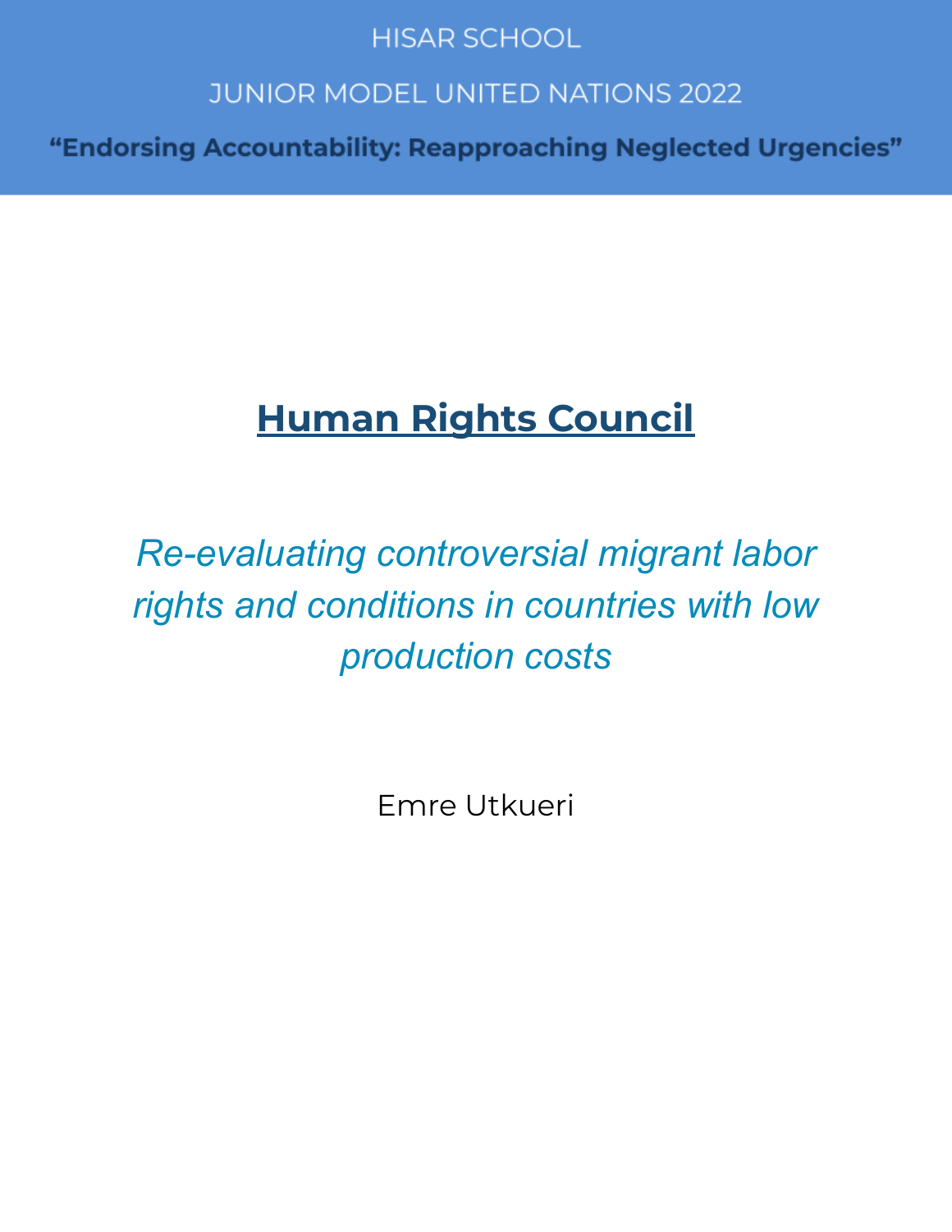HISAR SCHOOL

JUNIOR MODEL UNITED NATIONS 2022

**"Endorsing Accountability: Reapproaching Neglected Urgencies"**

# Human Rights Council

*Re-evaluating controversial migrant labor rights and conditions in countries with low production costs*

Emre Utkueri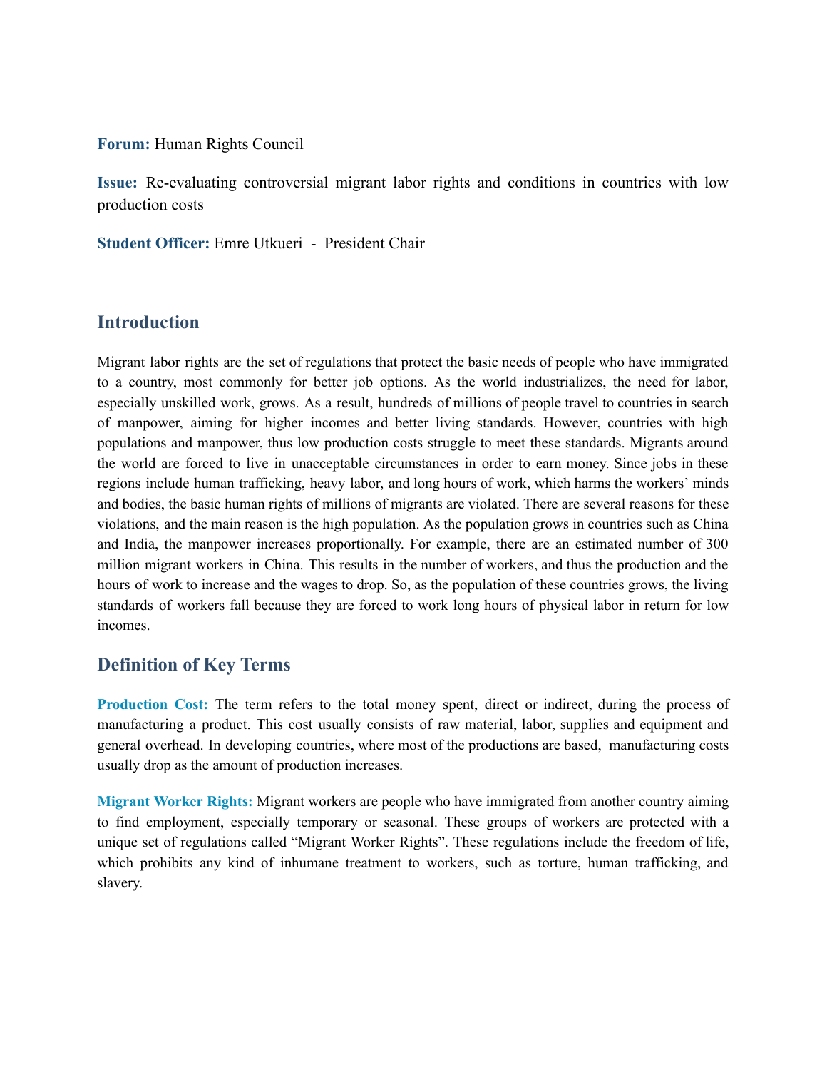**Forum:** Human Rights Council

**Issue:** Re-evaluating controversial migrant labor rights and conditions in countries with low production costs

**Student Officer:** Emre Utkueri - President Chair

## Introduction

Migrant labor rights are the set of regulations that protect the basic needs of people who have immigrated to a country, most commonly for better job options. As the world industrializes, the need for labor, especially unskilled work, grows. As a result, hundreds of millions of people travel to countries in search of manpower, aiming for higher incomes and better living standards. However, countries with high populations and manpower, thus low production costs struggle to meet these standards. Migrants around the world are forced to live in unacceptable circumstances in order to earn money. Since jobs in these regions include human trafficking, heavy labor, and long hours of work, which harms the workers' minds and bodies, the basic human rights of millions of migrants are violated. There are several reasons for these violations, and the main reason is the high population. As the population grows in countries such as China and India, the manpower increases proportionally. For example, there are an estimated number of 300 million migrant workers in China. This results in the number of workers, and thus the production and the hours of work to increase and the wages to drop. So, as the population of these countries grows, the living standards of workers fall because they are forced to work long hours of physical labor in return for low incomes.

## Definition of Key Terms

**Production Cost:** The term refers to the total money spent, direct or indirect, during the process of manufacturing a product. This cost usually consists of raw material, labor, supplies and equipment and general overhead. In developing countries, where most of the productions are based, manufacturing costs usually drop as the amount of production increases.

**Migrant Worker Rights:** Migrant workers are people who have immigrated from another country aiming to find employment, especially temporary or seasonal. These groups of workers are protected with a unique set of regulations called "Migrant Worker Rights". These regulations include the freedom of life, which prohibits any kind of inhumane treatment to workers, such as torture, human trafficking, and slavery.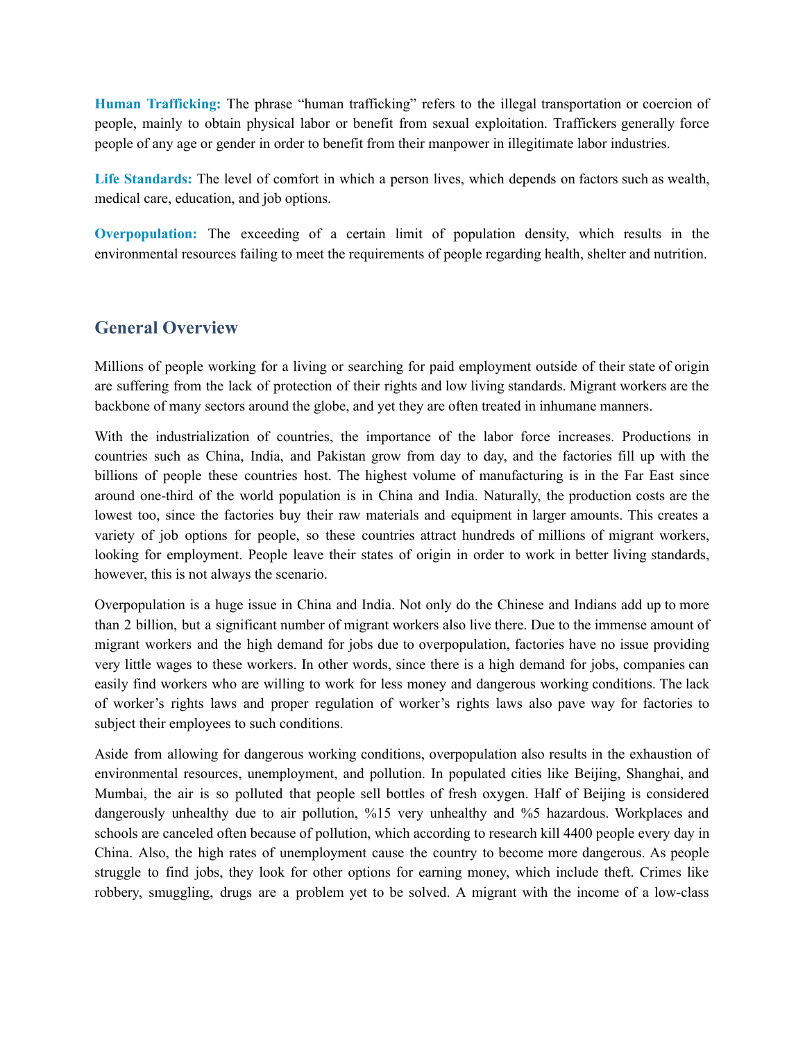**Human Trafficking:** The phrase "human trafficking" refers to the illegal transportation or coercion of people, mainly to obtain physical labor or benefit from sexual exploitation. Traffickers generally force people of any age or gender in order to benefit from their manpower in illegitimate labor industries.

**Life Standards:** The level of comfort in which a person lives, which depends on factors such as wealth, medical care, education, and job options.

**Overpopulation:** The exceeding of a certain limit of population density, which results in the environmental resources failing to meet the requirements of people regarding health, shelter and nutrition.

## General Overview

Millions of people working for a living or searching for paid employment outside of their state of origin are suffering from the lack of protection of their rights and low living standards. Migrant workers are the backbone of many sectors around the globe, and yet they are often treated in inhumane manners.

With the industrialization of countries, the importance of the labor force increases. Productions in countries such as China, India, and Pakistan grow from day to day, and the factories fill up with the billions of people these countries host. The highest volume of manufacturing is in the Far East since around one-third of the world population is in China and India. Naturally, the production costs are the lowest too, since the factories buy their raw materials and equipment in larger amounts. This creates a variety of job options for people, so these countries attract hundreds of millions of migrant workers, looking for employment. People leave their states of origin in order to work in better living standards, however, this is not always the scenario.

Overpopulation is a huge issue in China and India. Not only do the Chinese and Indians add up to more than 2 billion, but a significant number of migrant workers also live there. Due to the immense amount of migrant workers and the high demand for jobs due to overpopulation, factories have no issue providing very little wages to these workers. In other words, since there is a high demand for jobs, companies can easily find workers who are willing to work for less money and dangerous working conditions. The lack of worker's rights laws and proper regulation of worker's rights laws also pave way for factories to subject their employees to such conditions.

Aside from allowing for dangerous working conditions, overpopulation also results in the exhaustion of environmental resources, unemployment, and pollution. In populated cities like Beijing, Shanghai, and Mumbai, the air is so polluted that people sell bottles of fresh oxygen. Half of Beijing is considered dangerously unhealthy due to air pollution, %15 very unhealthy and %5 hazardous. Workplaces and schools are canceled often because of pollution, which according to research kill 4400 people every day in China. Also, the high rates of unemployment cause the country to become more dangerous. As people struggle to find jobs, they look for other options for earning money, which include theft. Crimes like robbery, smuggling, drugs are a problem yet to be solved. A migrant with the income of a low-class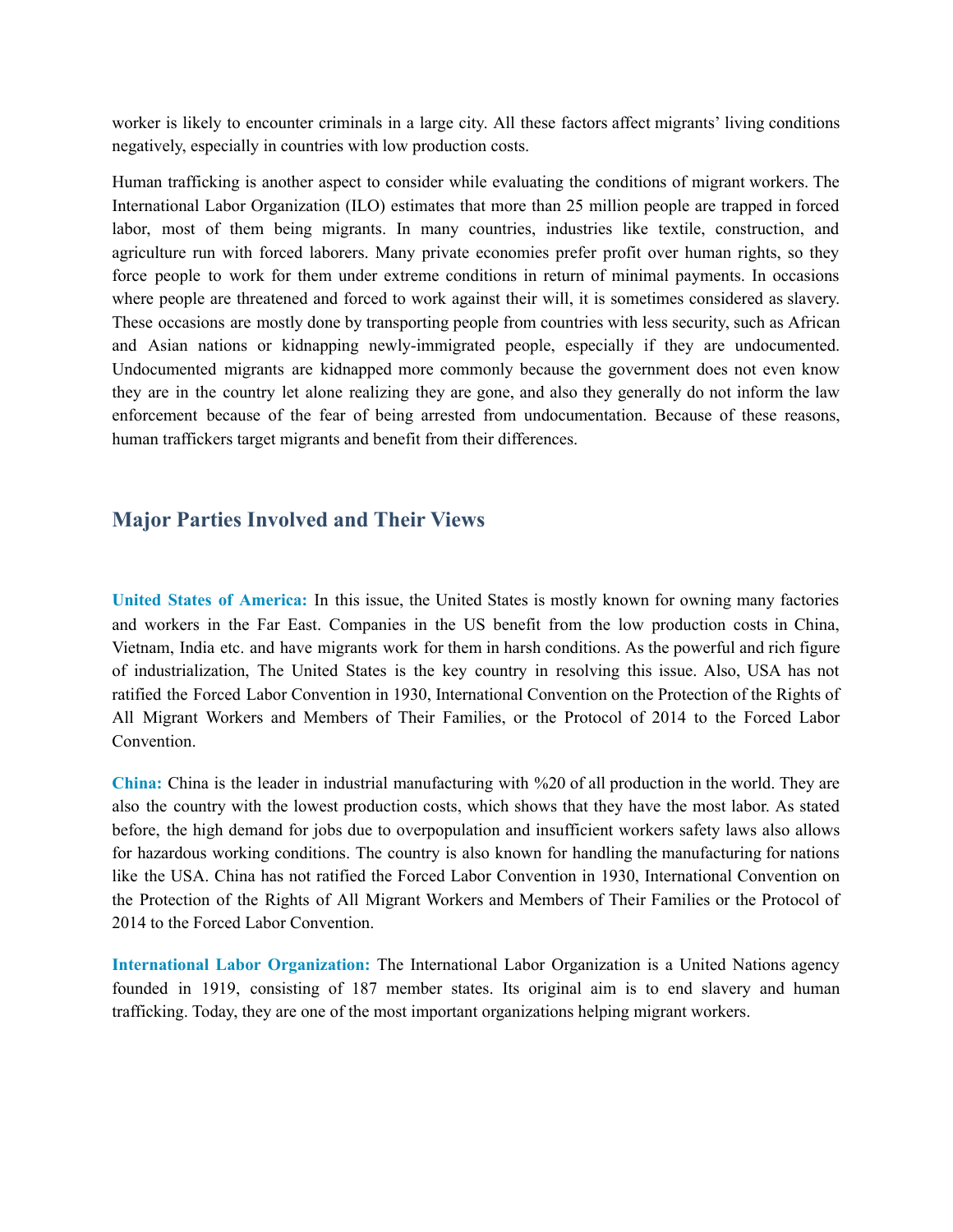worker is likely to encounter criminals in a large city. All these factors affect migrants' living conditions negatively, especially in countries with low production costs.

Human trafficking is another aspect to consider while evaluating the conditions of migrant workers. The International Labor Organization (ILO) estimates that more than 25 million people are trapped in forced labor, most of them being migrants. In many countries, industries like textile, construction, and agriculture run with forced laborers. Many private economies prefer profit over human rights, so they force people to work for them under extreme conditions in return of minimal payments. In occasions where people are threatened and forced to work against their will, it is sometimes considered as slavery. These occasions are mostly done by transporting people from countries with less security, such as African and Asian nations or kidnapping newly-immigrated people, especially if they are undocumented. Undocumented migrants are kidnapped more commonly because the government does not even know they are in the country let alone realizing they are gone, and also they generally do not inform the law enforcement because of the fear of being arrested from undocumentation. Because of these reasons, human traffickers target migrants and benefit from their differences.

## Major Parties Involved and Their Views

**United States of America:** In this issue, the United States is mostly known for owning many factories and workers in the Far East. Companies in the US benefit from the low production costs in China, Vietnam, India etc. and have migrants work for them in harsh conditions. As the powerful and rich figure of industrialization, The United States is the key country in resolving this issue. Also, USA has not ratified the Forced Labor Convention in 1930, International Convention on the Protection of the Rights of All Migrant Workers and Members of Their Families, or the Protocol of 2014 to the Forced Labor Convention.

**China:** China is the leader in industrial manufacturing with %20 of all production in the world. They are also the country with the lowest production costs, which shows that they have the most labor. As stated before, the high demand for jobs due to overpopulation and insufficient workers safety laws also allows for hazardous working conditions. The country is also known for handling the manufacturing for nations like the USA. China has not ratified the Forced Labor Convention in 1930, International Convention on the Protection of the Rights of All Migrant Workers and Members of Their Families or the Protocol of 2014 to the Forced Labor Convention.

**International Labor Organization:** The International Labor Organization is a United Nations agency founded in 1919, consisting of 187 member states. Its original aim is to end slavery and human trafficking. Today, they are one of the most important organizations helping migrant workers.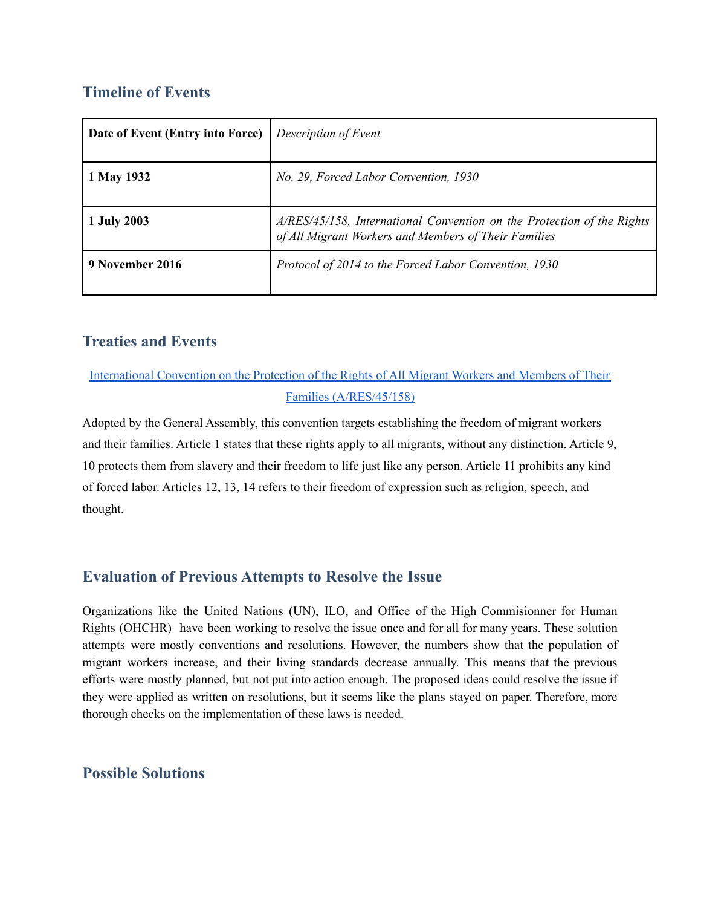## Timeline of Events

| Date of Event (Entry into Force) | *Description of Event* |
|---|---|
| **1 May 1932** | *No. 29, Forced Labor Convention, 1930* |
| **1 July 2003** | *A/RES/45/158, International Convention on the Protection of the Rights of All Migrant Workers and Members of Their Families* |
| **9 November 2016** | *Protocol of 2014 to the Forced Labor Convention, 1930* |

## Treaties and Events

International Convention on the Protection of the Rights of All Migrant Workers and Members of Their Families (A/RES/45/158)

Adopted by the General Assembly, this convention targets establishing the freedom of migrant workers and their families. Article 1 states that these rights apply to all migrants, without any distinction. Article 9, 10 protects them from slavery and their freedom to life just like any person. Article 11 prohibits any kind of forced labor. Articles 12, 13, 14 refers to their freedom of expression such as religion, speech, and thought.

## Evaluation of Previous Attempts to Resolve the Issue

Organizations like the United Nations (UN), ILO, and Office of the High Commisionner for Human Rights (OHCHR) have been working to resolve the issue once and for all for many years. These solution attempts were mostly conventions and resolutions. However, the numbers show that the population of migrant workers increase, and their living standards decrease annually. This means that the previous efforts were mostly planned, but not put into action enough. The proposed ideas could resolve the issue if they were applied as written on resolutions, but it seems like the plans stayed on paper. Therefore, more thorough checks on the implementation of these laws is needed.

## Possible Solutions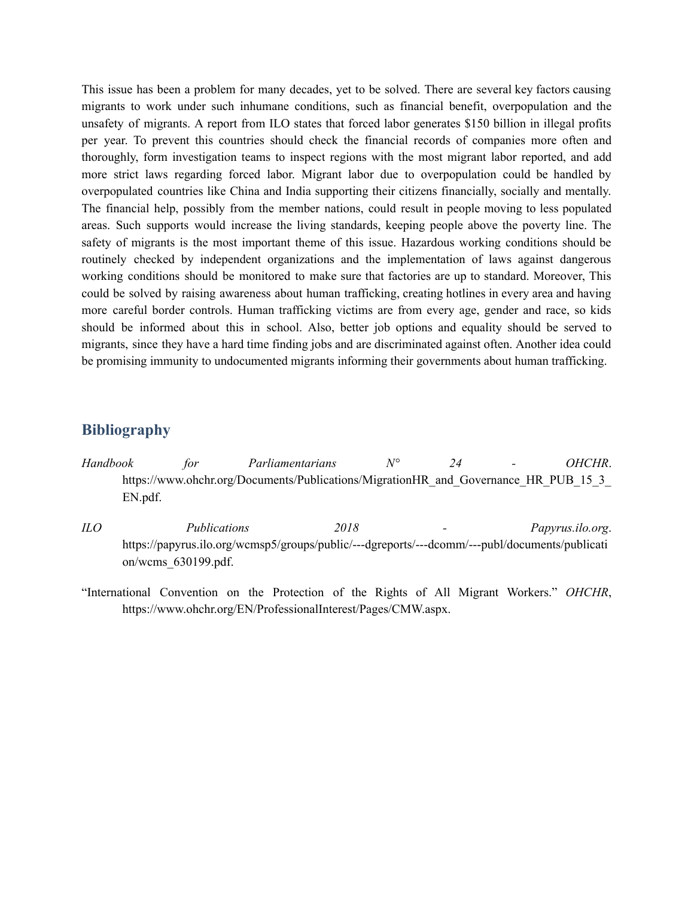This issue has been a problem for many decades, yet to be solved. There are several key factors causing migrants to work under such inhumane conditions, such as financial benefit, overpopulation and the unsafety of migrants. A report from ILO states that forced labor generates $150 billion in illegal profits per year. To prevent this countries should check the financial records of companies more often and thoroughly, form investigation teams to inspect regions with the most migrant labor reported, and add more strict laws regarding forced labor. Migrant labor due to overpopulation could be handled by overpopulated countries like China and India supporting their citizens financially, socially and mentally. The financial help, possibly from the member nations, could result in people moving to less populated areas. Such supports would increase the living standards, keeping people above the poverty line. The safety of migrants is the most important theme of this issue. Hazardous working conditions should be routinely checked by independent organizations and the implementation of laws against dangerous working conditions should be monitored to make sure that factories are up to standard. Moreover, This could be solved by raising awareness about human trafficking, creating hotlines in every area and having more careful border controls. Human trafficking victims are from every age, gender and race, so kids should be informed about this in school. Also, better job options and equality should be served to migrants, since they have a hard time finding jobs and are discriminated against often. Another idea could be promising immunity to undocumented migrants informing their governments about human trafficking.

## Bibliography

*Handbook for Parliamentarians N° 24 - OHCHR*. https://www.ohchr.org/Documents/Publications/MigrationHR_and_Governance_HR_PUB_15_3_EN.pdf.

*ILO Publications 2018 - Papyrus.ilo.org*. https://papyrus.ilo.org/wcmsp5/groups/public/---dgreports/---dcomm/---publ/documents/publication/wcms_630199.pdf.

"International Convention on the Protection of the Rights of All Migrant Workers." *OHCHR*, https://www.ohchr.org/EN/ProfessionalInterest/Pages/CMW.aspx.